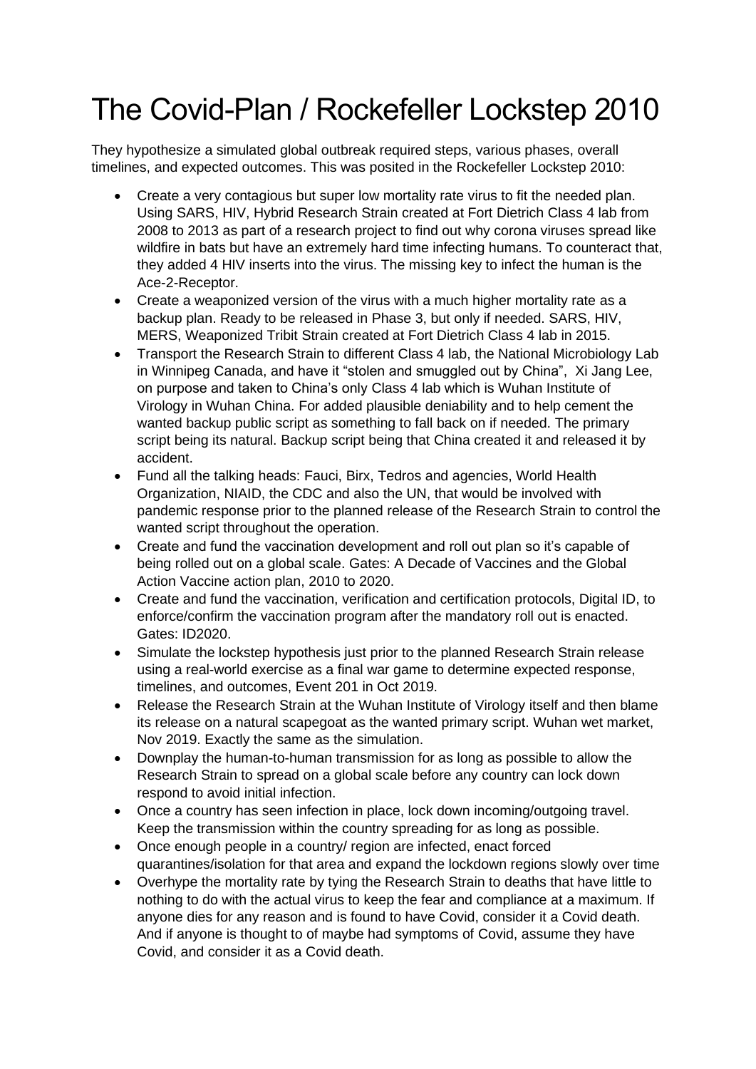# The Covid-Plan / Rockefeller Lockstep 2010

They hypothesize a simulated global outbreak required steps, various phases, overall timelines, and expected outcomes. This was posited in the Rockefeller Lockstep 2010:

- Create a very contagious but super low mortality rate virus to fit the needed plan. Using SARS, HIV, Hybrid Research Strain created at Fort Dietrich Class 4 lab from 2008 to 2013 as part of a research project to find out why corona viruses spread like wildfire in bats but have an extremely hard time infecting humans. To counteract that, they added 4 HIV inserts into the virus. The missing key to infect the human is the Ace-2-Receptor.
- Create a weaponized version of the virus with a much higher mortality rate as a backup plan. Ready to be released in Phase 3, but only if needed. SARS, HIV, MERS, Weaponized Tribit Strain created at Fort Dietrich Class 4 lab in 2015.
- Transport the Research Strain to different Class 4 lab, the National Microbiology Lab in Winnipeg Canada, and have it "stolen and smuggled out by China", Xi Jang Lee, on purpose and taken to China's only Class 4 lab which is Wuhan Institute of Virology in Wuhan China. For added plausible deniability and to help cement the wanted backup public script as something to fall back on if needed. The primary script being its natural. Backup script being that China created it and released it by accident.
- Fund all the talking heads: Fauci, Birx, Tedros and agencies, World Health Organization, NIAID, the CDC and also the UN, that would be involved with pandemic response prior to the planned release of the Research Strain to control the wanted script throughout the operation.
- Create and fund the vaccination development and roll out plan so it's capable of being rolled out on a global scale. Gates: A Decade of Vaccines and the Global Action Vaccine action plan, 2010 to 2020.
- Create and fund the vaccination, verification and certification protocols, Digital ID, to enforce/confirm the vaccination program after the mandatory roll out is enacted. Gates: ID2020.
- Simulate the lockstep hypothesis just prior to the planned Research Strain release using a real-world exercise as a final war game to determine expected response, timelines, and outcomes, Event 201 in Oct 2019.
- Release the Research Strain at the Wuhan Institute of Virology itself and then blame its release on a natural scapegoat as the wanted primary script. Wuhan wet market, Nov 2019. Exactly the same as the simulation.
- Downplay the human-to-human transmission for as long as possible to allow the Research Strain to spread on a global scale before any country can lock down respond to avoid initial infection.
- Once a country has seen infection in place, lock down incoming/outgoing travel. Keep the transmission within the country spreading for as long as possible.
- Once enough people in a country/ region are infected, enact forced quarantines/isolation for that area and expand the lockdown regions slowly over time
- Overhype the mortality rate by tying the Research Strain to deaths that have little to nothing to do with the actual virus to keep the fear and compliance at a maximum. If anyone dies for any reason and is found to have Covid, consider it a Covid death. And if anyone is thought to of maybe had symptoms of Covid, assume they have Covid, and consider it as a Covid death.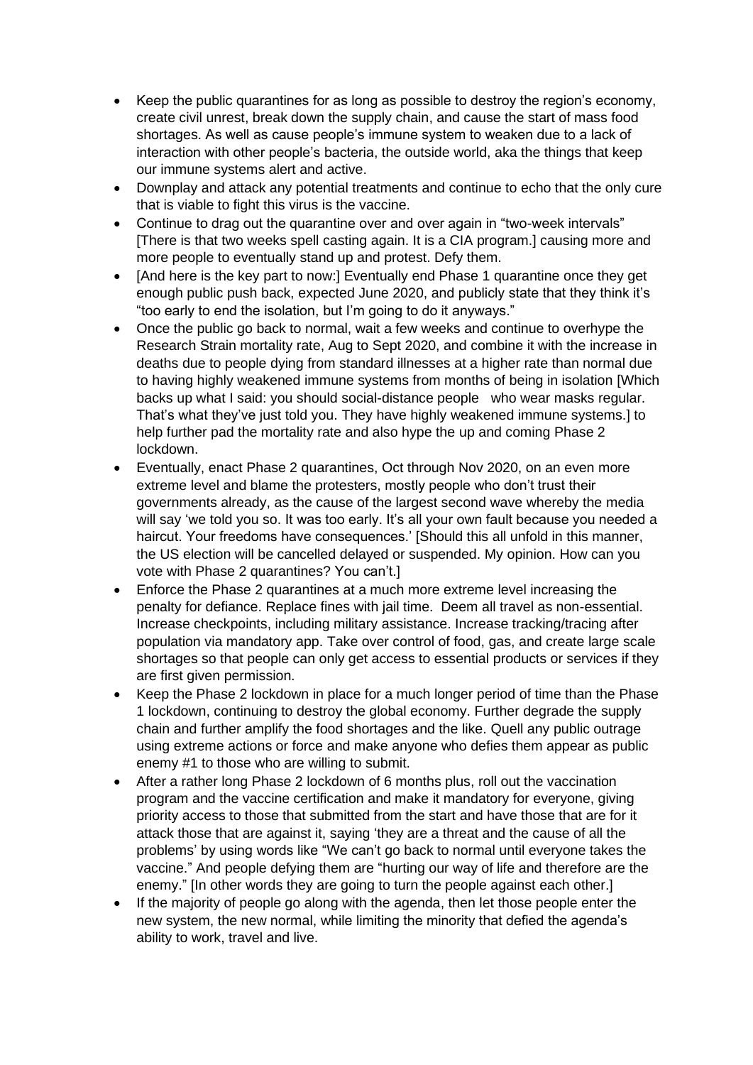- Keep the public quarantines for as long as possible to destroy the region's economy, create civil unrest, break down the supply chain, and cause the start of mass food shortages. As well as cause people's immune system to weaken due to a lack of interaction with other people's bacteria, the outside world, aka the things that keep our immune systems alert and active.
- Downplay and attack any potential treatments and continue to echo that the only cure that is viable to fight this virus is the vaccine.
- Continue to drag out the quarantine over and over again in "two-week intervals" [There is that two weeks spell casting again. It is a CIA program.] causing more and more people to eventually stand up and protest. Defy them.
- [And here is the key part to now:] Eventually end Phase 1 quarantine once they get enough public push back, expected June 2020, and publicly state that they think it's "too early to end the isolation, but I'm going to do it anyways."
- Once the public go back to normal, wait a few weeks and continue to overhype the Research Strain mortality rate, Aug to Sept 2020, and combine it with the increase in deaths due to people dying from standard illnesses at a higher rate than normal due to having highly weakened immune systems from months of being in isolation [Which backs up what I said: you should social-distance people who wear masks regular. That's what they've just told you. They have highly weakened immune systems.] to help further pad the mortality rate and also hype the up and coming Phase 2 lockdown.
- Eventually, enact Phase 2 quarantines, Oct through Nov 2020, on an even more extreme level and blame the protesters, mostly people who don't trust their governments already, as the cause of the largest second wave whereby the media will say 'we told you so. It was too early. It's all your own fault because you needed a haircut. Your freedoms have consequences.' [Should this all unfold in this manner, the US election will be cancelled delayed or suspended. My opinion. How can you vote with Phase 2 quarantines? You can't.]
- Enforce the Phase 2 quarantines at a much more extreme level increasing the penalty for defiance. Replace fines with jail time. Deem all travel as non-essential. Increase checkpoints, including military assistance. Increase tracking/tracing after population via mandatory app. Take over control of food, gas, and create large scale shortages so that people can only get access to essential products or services if they are first given permission.
- Keep the Phase 2 lockdown in place for a much longer period of time than the Phase 1 lockdown, continuing to destroy the global economy. Further degrade the supply chain and further amplify the food shortages and the like. Quell any public outrage using extreme actions or force and make anyone who defies them appear as public enemy #1 to those who are willing to submit.
- After a rather long Phase 2 lockdown of 6 months plus, roll out the vaccination program and the vaccine certification and make it mandatory for everyone, giving priority access to those that submitted from the start and have those that are for it attack those that are against it, saying 'they are a threat and the cause of all the problems' by using words like "We can't go back to normal until everyone takes the vaccine." And people defying them are "hurting our way of life and therefore are the enemy." [In other words they are going to turn the people against each other.]
- If the majority of people go along with the agenda, then let those people enter the new system, the new normal, while limiting the minority that defied the agenda's ability to work, travel and live.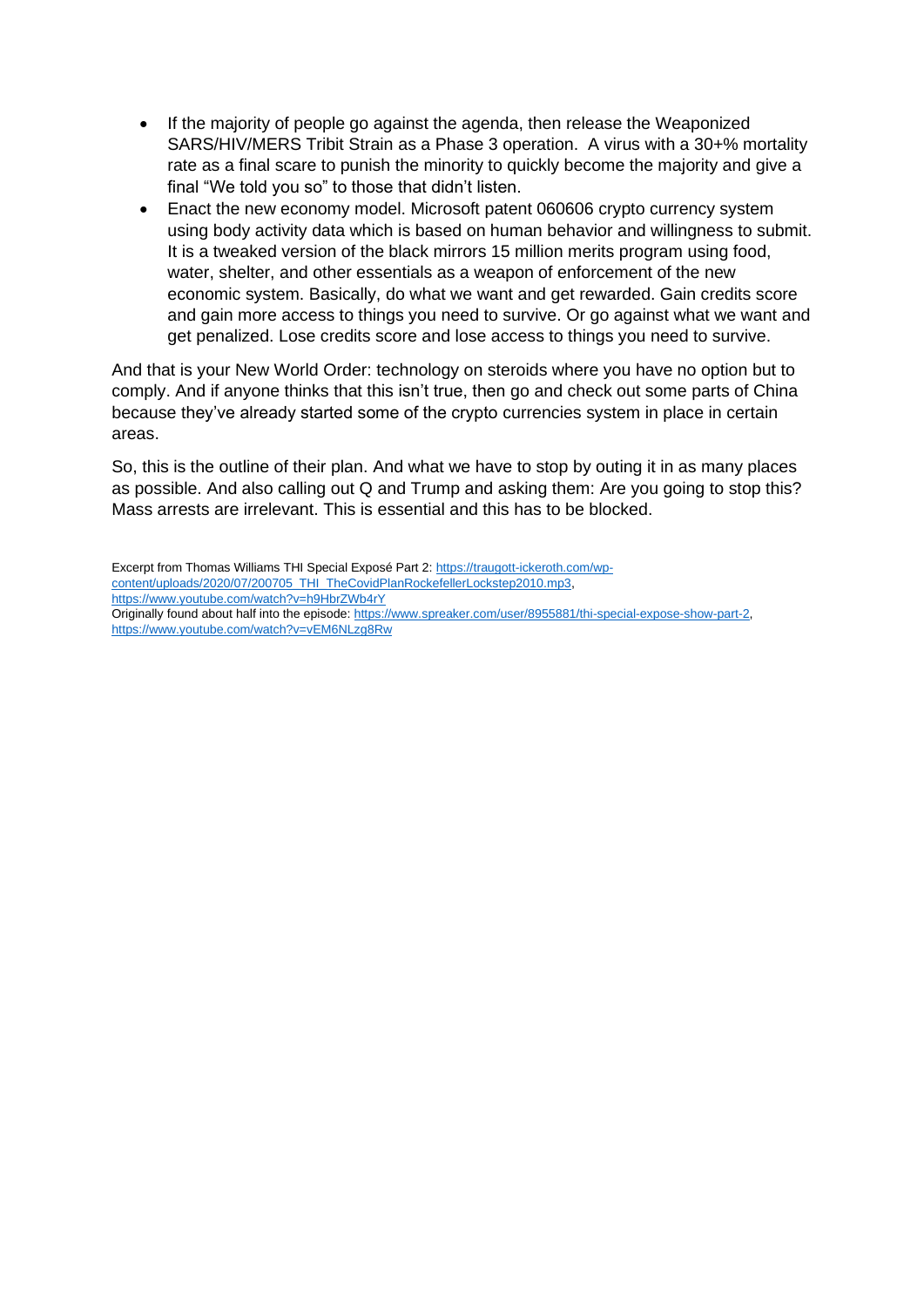- If the majority of people go against the agenda, then release the Weaponized SARS/HIV/MERS Tribit Strain as a Phase 3 operation.  A virus with a 30+% mortality rate as a final scare to punish the minority to quickly become the majority and give a final "We told you so" to those that didn't listen.
- Enact the new economy model. Microsoft patent 060606 crypto currency system using body activity data which is based on human behavior and willingness to submit. It is a tweaked version of the black mirrors 15 million merits program using food, water, shelter, and other essentials as a weapon of enforcement of the new economic system. Basically, do what we want and get rewarded. Gain credits score and gain more access to things you need to survive. Or go against what we want and get penalized. Lose credits score and lose access to things you need to survive.

And that is your New World Order: technology on steroids where you have no option but to comply. And if anyone thinks that this isn't true, then go and check out some parts of China because they've already started some of the crypto currencies system in place in certain areas.

So, this is the outline of their plan. And what we have to stop by outing it in as many places as possible. And also calling out Q and Trump and asking them: Are you going to stop this? Mass arrests are irrelevant. This is essential and this has to be blocked.

Excerpt from Thomas Williams THI Special Exposé Part 2: [https://traugott-ickeroth.com/wp-content/uploads/2020/07/200705_THI_TheCovidPlanRockefellerLockstep2010.mp3](https://traugott-ickeroth.com/wp-content/uploads/2020/07/200705_THI_TheCovidPlanRockefellerLockstep2010.mp3), [https://www.youtube.com/watch?v=h9HbrZWb4rY](https://www.youtube.com/watch?v=h9HbrZWb4rY)
Originally found about half into the episode: [https://www.spreaker.com/user/8955881/thi-special-expose-show-part-2](https://www.spreaker.com/user/8955881/thi-special-expose-show-part-2), [https://www.youtube.com/watch?v=vEM6NLzg8Rw](https://www.youtube.com/watch?v=vEM6NLzg8Rw)